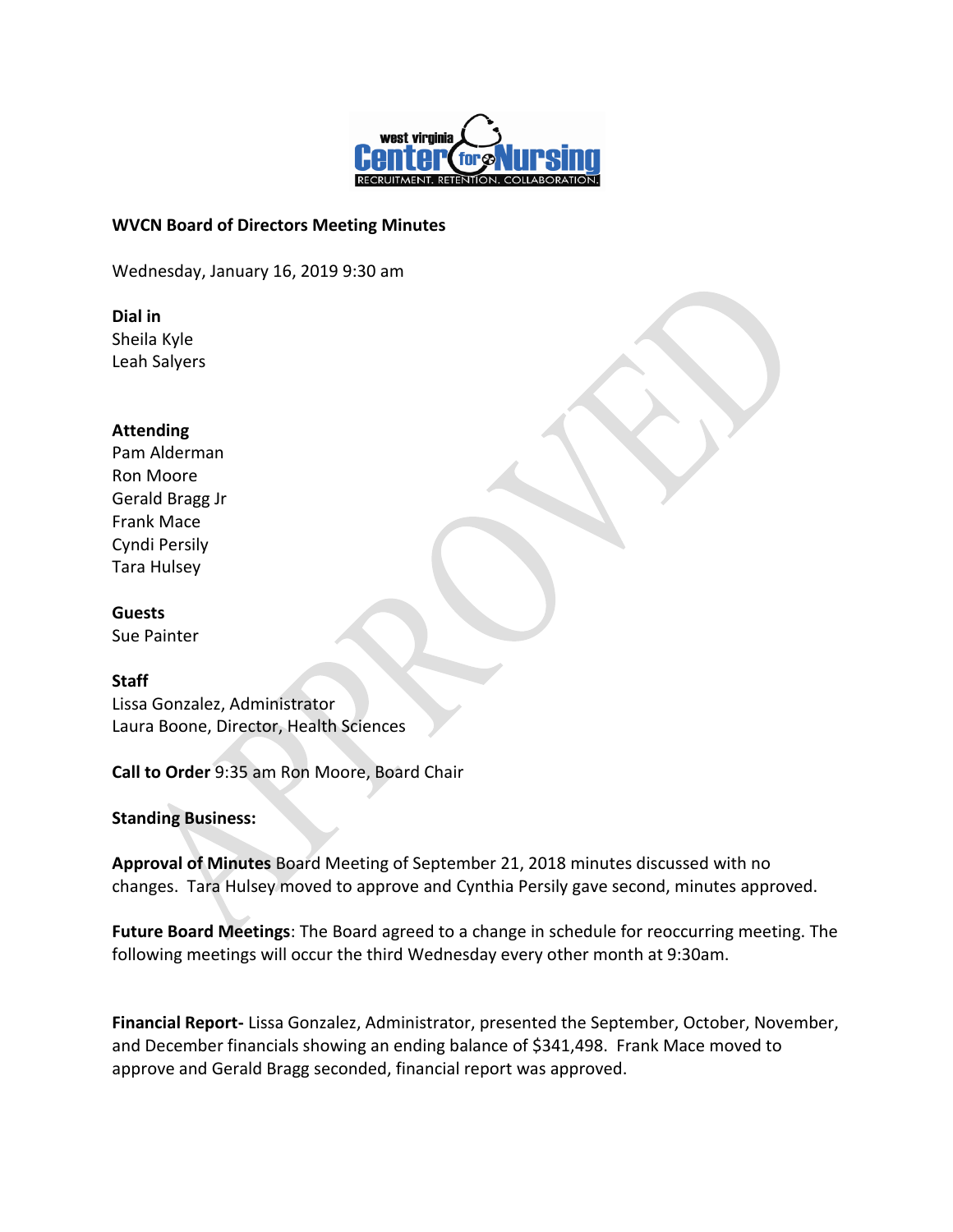**WVCN Board of Directors Meeting Minutes**

Wednesday, January 16, 2019 9:30 am

**Dial in**
Sheila Kyle
Leah Salyers

**Attending**
Pam Alderman
Ron Moore
Gerald Bragg Jr
Frank Mace
Cyndi Persily
Tara Hulsey

**Guests**
Sue Painter

**Staff**
Lissa Gonzalez, Administrator
Laura Boone, Director, Health Sciences

**Call to Order** 9:35 am Ron Moore, Board Chair

**Standing Business:**

**Approval of Minutes** Board Meeting of September 21, 2018 minutes discussed with no changes. Tara Hulsey moved to approve and Cynthia Persily gave second, minutes approved.

**Future Board Meetings**: The Board agreed to a change in schedule for reoccurring meeting. The following meetings will occur the third Wednesday every other month at 9:30am.

**Financial Report-** Lissa Gonzalez, Administrator, presented the September, October, November, and December financials showing an ending balance of $341,498. Frank Mace moved to approve and Gerald Bragg seconded, financial report was approved.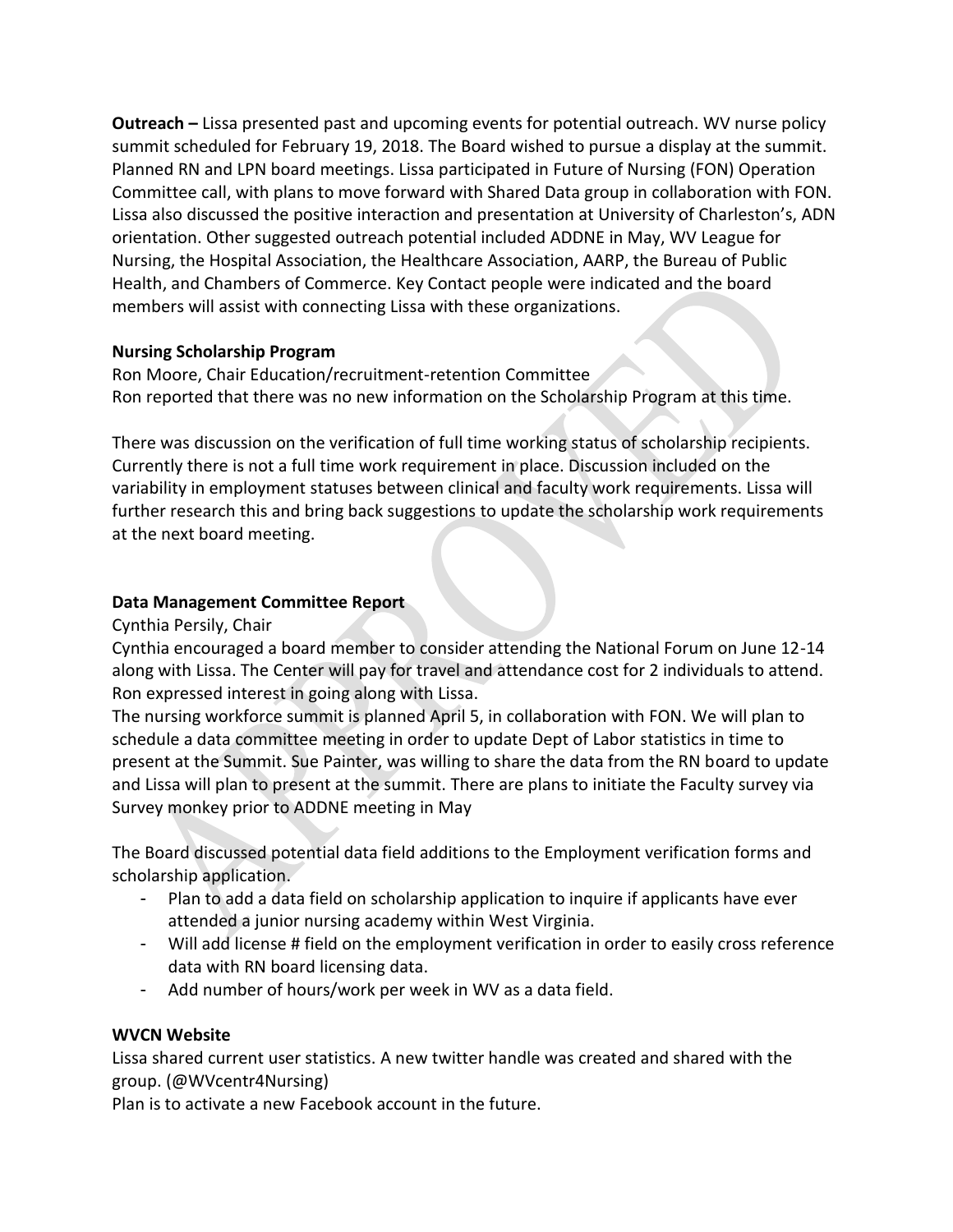**Outreach –** Lissa presented past and upcoming events for potential outreach. WV nurse policy summit scheduled for February 19, 2018. The Board wished to pursue a display at the summit. Planned RN and LPN board meetings. Lissa participated in Future of Nursing (FON) Operation Committee call, with plans to move forward with Shared Data group in collaboration with FON. Lissa also discussed the positive interaction and presentation at University of Charleston's, ADN orientation. Other suggested outreach potential included ADDNE in May, WV League for Nursing, the Hospital Association, the Healthcare Association, AARP, the Bureau of Public Health, and Chambers of Commerce. Key Contact people were indicated and the board members will assist with connecting Lissa with these organizations.

**Nursing Scholarship Program**

Ron Moore, Chair Education/recruitment-retention Committee
Ron reported that there was no new information on the Scholarship Program at this time.

There was discussion on the verification of full time working status of scholarship recipients. Currently there is not a full time work requirement in place. Discussion included on the variability in employment statuses between clinical and faculty work requirements. Lissa will further research this and bring back suggestions to update the scholarship work requirements at the next board meeting.

**Data Management Committee Report**

Cynthia Persily, Chair
Cynthia encouraged a board member to consider attending the National Forum on June 12-14 along with Lissa. The Center will pay for travel and attendance cost for 2 individuals to attend. Ron expressed interest in going along with Lissa.
The nursing workforce summit is planned April 5, in collaboration with FON. We will plan to schedule a data committee meeting in order to update Dept of Labor statistics in time to present at the Summit. Sue Painter, was willing to share the data from the RN board to update and Lissa will plan to present at the summit. There are plans to initiate the Faculty survey via Survey monkey prior to ADDNE meeting in May

The Board discussed potential data field additions to the Employment verification forms and scholarship application.

- Plan to add a data field on scholarship application to inquire if applicants have ever attended a junior nursing academy within West Virginia.
- Will add license # field on the employment verification in order to easily cross reference data with RN board licensing data.
- Add number of hours/work per week in WV as a data field.

**WVCN Website**

Lissa shared current user statistics. A new twitter handle was created and shared with the group. (@WVcentr4Nursing)
Plan is to activate a new Facebook account in the future.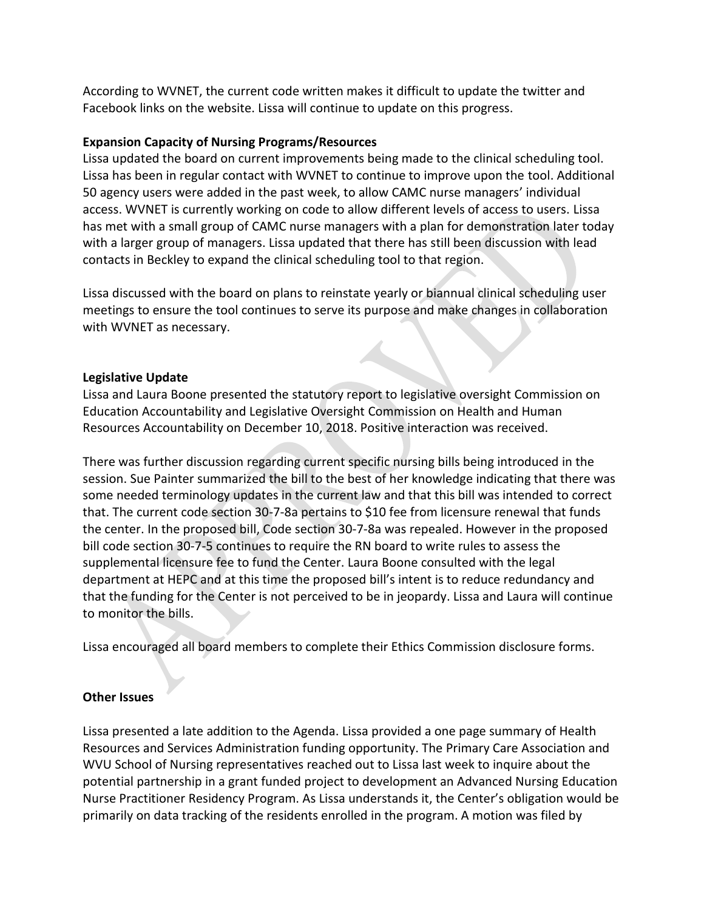According to WVNET, the current code written makes it difficult to update the twitter and Facebook links on the website. Lissa will continue to update on this progress.

**Expansion Capacity of Nursing Programs/Resources**

Lissa updated the board on current improvements being made to the clinical scheduling tool. Lissa has been in regular contact with WVNET to continue to improve upon the tool. Additional 50 agency users were added in the past week, to allow CAMC nurse managers' individual access. WVNET is currently working on code to allow different levels of access to users. Lissa has met with a small group of CAMC nurse managers with a plan for demonstration later today with a larger group of managers. Lissa updated that there has still been discussion with lead contacts in Beckley to expand the clinical scheduling tool to that region.

Lissa discussed with the board on plans to reinstate yearly or biannual clinical scheduling user meetings to ensure the tool continues to serve its purpose and make changes in collaboration with WVNET as necessary.

**Legislative Update**

Lissa and Laura Boone presented the statutory report to legislative oversight Commission on Education Accountability and Legislative Oversight Commission on Health and Human Resources Accountability on December 10, 2018. Positive interaction was received.

There was further discussion regarding current specific nursing bills being introduced in the session. Sue Painter summarized the bill to the best of her knowledge indicating that there was some needed terminology updates in the current law and that this bill was intended to correct that. The current code section 30-7-8a pertains to $10 fee from licensure renewal that funds the center. In the proposed bill, Code section 30-7-8a was repealed. However in the proposed bill code section 30-7-5 continues to require the RN board to write rules to assess the supplemental licensure fee to fund the Center. Laura Boone consulted with the legal department at HEPC and at this time the proposed bill's intent is to reduce redundancy and that the funding for the Center is not perceived to be in jeopardy. Lissa and Laura will continue to monitor the bills.

Lissa encouraged all board members to complete their Ethics Commission disclosure forms.

**Other Issues**

Lissa presented a late addition to the Agenda. Lissa provided a one page summary of Health Resources and Services Administration funding opportunity. The Primary Care Association and WVU School of Nursing representatives reached out to Lissa last week to inquire about the potential partnership in a grant funded project to development an Advanced Nursing Education Nurse Practitioner Residency Program. As Lissa understands it, the Center's obligation would be primarily on data tracking of the residents enrolled in the program. A motion was filed by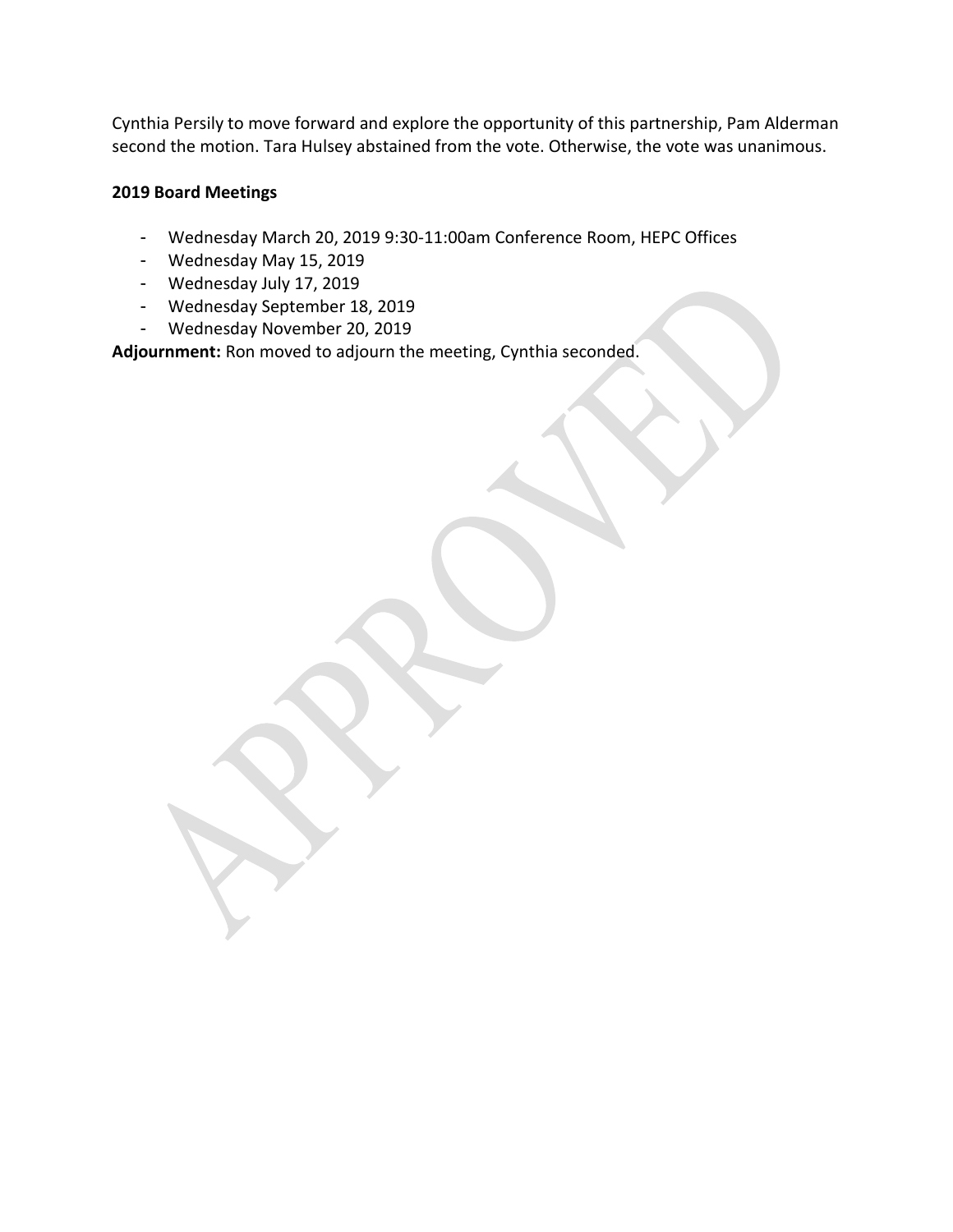Cynthia Persily to move forward and explore the opportunity of this partnership, Pam Alderman second the motion. Tara Hulsey abstained from the vote. Otherwise, the vote was unanimous.

**2019 Board Meetings**

- Wednesday March 20, 2019 9:30-11:00am Conference Room, HEPC Offices
- Wednesday May 15, 2019
- Wednesday July 17, 2019
- Wednesday September 18, 2019
- Wednesday November 20, 2019

**Adjournment:** Ron moved to adjourn the meeting, Cynthia seconded.